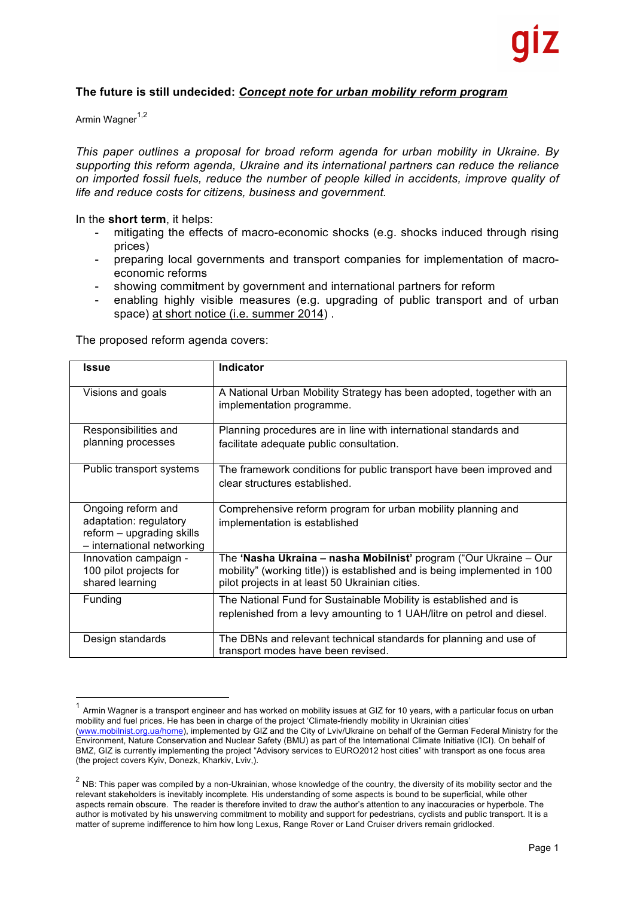**The future is still undecided: *Concept note for urban mobility reform program***

Armin Wagner[1,2]

*This paper outlines a proposal for broad reform agenda for urban mobility in Ukraine. By supporting this reform agenda, Ukraine and its international partners can reduce the reliance on imported fossil fuels, reduce the number of people killed in accidents, improve quality of life and reduce costs for citizens, business and government.*

In the **short term**, it helps:

- mitigating the effects of macro-economic shocks (e.g. shocks induced through rising prices)
- preparing local governments and transport companies for implementation of macro-economic reforms
- showing commitment by government and international partners for reform
- enabling highly visible measures (e.g. upgrading of public transport and of urban space) at short notice (i.e. summer 2014) .

The proposed reform agenda covers:

| **Issue** | **Indicator** |
| --- | --- |
| Visions and goals | A National Urban Mobility Strategy has been adopted, together with an implementation programme. |
| Responsibilities and planning processes | Planning procedures are in line with international standards and facilitate adequate public consultation. |
| Public transport systems | The framework conditions for public transport have been improved and clear structures established. |
| Ongoing reform and adaptation: regulatory reform – upgrading skills – international networking | Comprehensive reform program for urban mobility planning and implementation is established |
| Innovation campaign - 100 pilot projects for shared learning | The **'Nasha Ukraina – nasha Mobilnist'** program ("Our Ukraine – Our mobility" (working title)) is established and is being implemented in 100 pilot projects in at least 50 Ukrainian cities. |
| Funding | The National Fund for Sustainable Mobility is established and is replenished from a levy amounting to 1 UAH/litre on petrol and diesel. |
| Design standards | The DBNs and relevant technical standards for planning and use of transport modes have been revised. |

[1] Armin Wagner is a transport engineer and has worked on mobility issues at GIZ for 10 years, with a particular focus on urban mobility and fuel prices. He has been in charge of the project 'Climate-friendly mobility in Ukrainian cities' (www.mobilnist.org.ua/home), implemented by GIZ and the City of Lviv/Ukraine on behalf of the German Federal Ministry for the Environment, Nature Conservation and Nuclear Safety (BMU) as part of the International Climate Initiative (ICI). On behalf of BMZ, GIZ is currently implementing the project "Advisory services to EURO2012 host cities" with transport as one focus area (the project covers Kyiv, Donezk, Kharkiv, Lviv,).

[2] NB: This paper was compiled by a non-Ukrainian, whose knowledge of the country, the diversity of its mobility sector and the relevant stakeholders is inevitably incomplete. His understanding of some aspects is bound to be superficial, while other aspects remain obscure. The reader is therefore invited to draw the author's attention to any inaccuracies or hyperbole. The author is motivated by his unswerving commitment to mobility and support for pedestrians, cyclists and public transport. It is a matter of supreme indifference to him how long Lexus, Range Rover or Land Cruiser drivers remain gridlocked.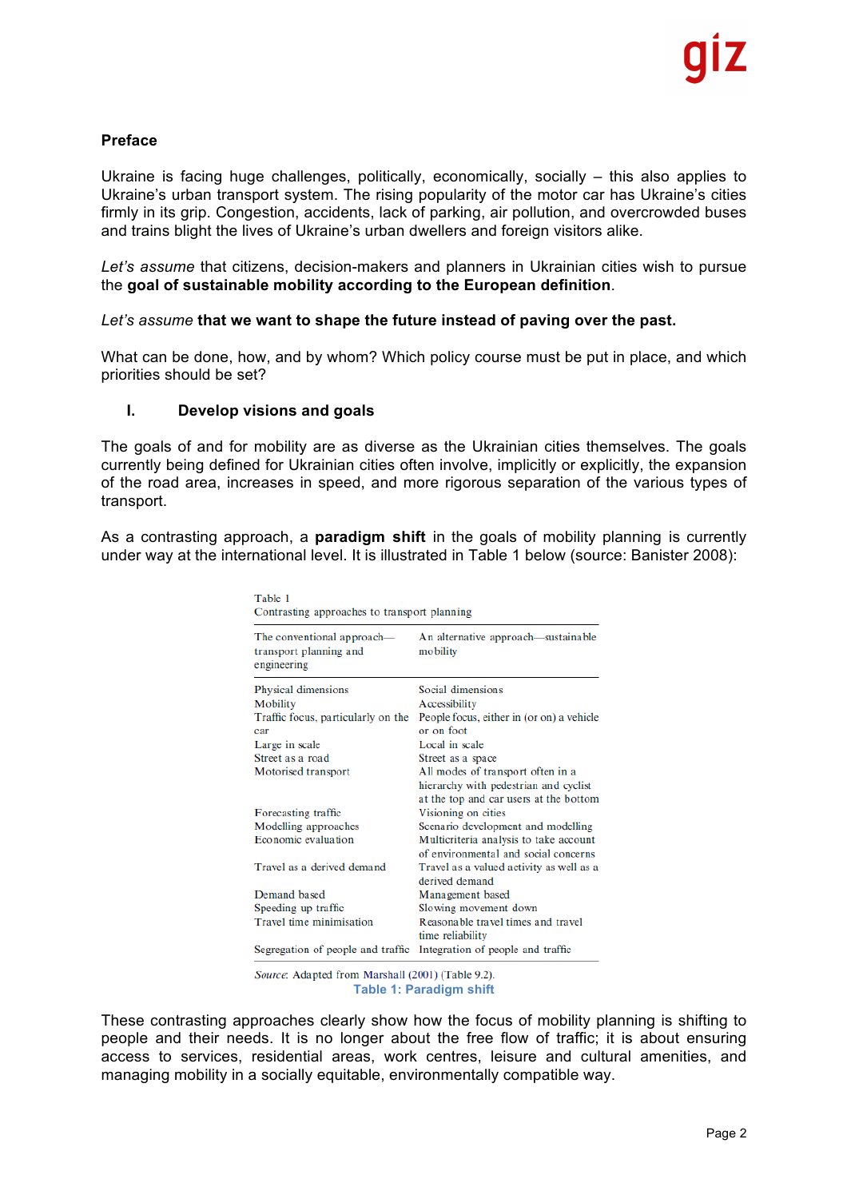**Preface**

Ukraine is facing huge challenges, politically, economically, socially – this also applies to Ukraine's urban transport system. The rising popularity of the motor car has Ukraine's cities firmly in its grip. Congestion, accidents, lack of parking, air pollution, and overcrowded buses and trains blight the lives of Ukraine's urban dwellers and foreign visitors alike.

*Let's assume* that citizens, decision-makers and planners in Ukrainian cities wish to pursue the **goal of sustainable mobility according to the European definition**.

*Let's assume* **that we want to shape the future instead of paving over the past.**

What can be done, how, and by whom? Which policy course must be put in place, and which priorities should be set?

## I. Develop visions and goals

The goals of and for mobility are as diverse as the Ukrainian cities themselves. The goals currently being defined for Ukrainian cities often involve, implicitly or explicitly, the expansion of the road area, increases in speed, and more rigorous separation of the various types of transport.

As a contrasting approach, a **paradigm shift** in the goals of mobility planning is currently under way at the international level. It is illustrated in Table 1 below (source: Banister 2008):

Table 1
Contrasting approaches to transport planning

| The conventional approach—transport planning and engineering | An alternative approach—sustainable mobility |
|---|---|
| Physical dimensions | Social dimensions |
| Mobility | Accessibility |
| Traffic focus, particularly on the car | People focus, either in (or on) a vehicle or on foot |
| Large in scale | Local in scale |
| Street as a road | Street as a space |
| Motorised transport | All modes of transport often in a hierarchy with pedestrian and cyclist at the top and car users at the bottom |
| Forecasting traffic | Visioning on cities |
| Modelling approaches | Scenario development and modelling |
| Economic evaluation | Multicriteria analysis to take account of environmental and social concerns |
| Travel as a derived demand | Travel as a valued activity as well as a derived demand |
| Demand based | Management based |
| Speeding up traffic | Slowing movement down |
| Travel time minimisation | Reasonable travel times and travel time reliability |
| Segregation of people and traffic | Integration of people and traffic |

*Source*: Adapted from Marshall (2001) (Table 9.2).

**Table 1: Paradigm shift**

These contrasting approaches clearly show how the focus of mobility planning is shifting to people and their needs. It is no longer about the free flow of traffic; it is about ensuring access to services, residential areas, work centres, leisure and cultural amenities, and managing mobility in a socially equitable, environmentally compatible way.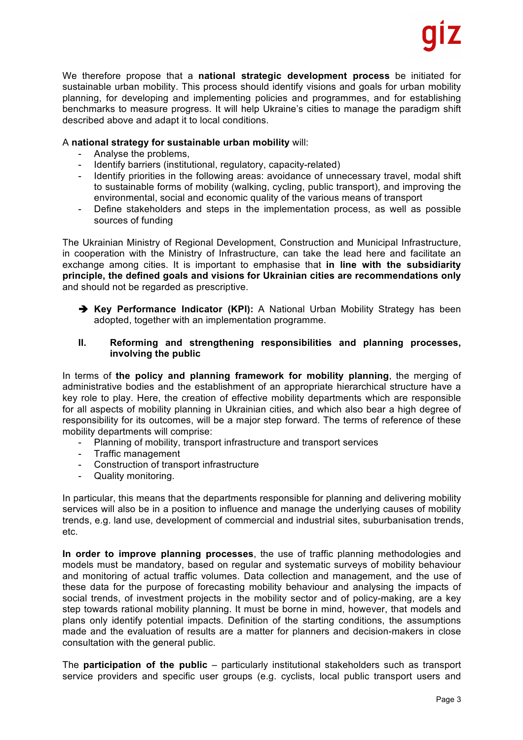We therefore propose that a **national strategic development process** be initiated for sustainable urban mobility. This process should identify visions and goals for urban mobility planning, for developing and implementing policies and programmes, and for establishing benchmarks to measure progress. It will help Ukraine's cities to manage the paradigm shift described above and adapt it to local conditions.

A **national strategy for sustainable urban mobility** will:

- Analyse the problems,
- Identify barriers (institutional, regulatory, capacity-related)
- Identify priorities in the following areas: avoidance of unnecessary travel, modal shift to sustainable forms of mobility (walking, cycling, public transport), and improving the environmental, social and economic quality of the various means of transport
- Define stakeholders and steps in the implementation process, as well as possible sources of funding

The Ukrainian Ministry of Regional Development, Construction and Municipal Infrastructure, in cooperation with the Ministry of Infrastructure, can take the lead here and facilitate an exchange among cities. It is important to emphasise that **in line with the subsidiarity principle, the defined goals and visions for Ukrainian cities are recommendations only** and should not be regarded as prescriptive.

➔ **Key Performance Indicator (KPI):** A National Urban Mobility Strategy has been adopted, together with an implementation programme.

## II. Reforming and strengthening responsibilities and planning processes, involving the public

In terms of **the policy and planning framework for mobility planning**, the merging of administrative bodies and the establishment of an appropriate hierarchical structure have a key role to play. Here, the creation of effective mobility departments which are responsible for all aspects of mobility planning in Ukrainian cities, and which also bear a high degree of responsibility for its outcomes, will be a major step forward. The terms of reference of these mobility departments will comprise:

- Planning of mobility, transport infrastructure and transport services
- Traffic management
- Construction of transport infrastructure
- Quality monitoring.

In particular, this means that the departments responsible for planning and delivering mobility services will also be in a position to influence and manage the underlying causes of mobility trends, e.g. land use, development of commercial and industrial sites, suburbanisation trends, etc.

**In order to improve planning processes**, the use of traffic planning methodologies and models must be mandatory, based on regular and systematic surveys of mobility behaviour and monitoring of actual traffic volumes. Data collection and management, and the use of these data for the purpose of forecasting mobility behaviour and analysing the impacts of social trends, of investment projects in the mobility sector and of policy-making, are a key step towards rational mobility planning. It must be borne in mind, however, that models and plans only identify potential impacts. Definition of the starting conditions, the assumptions made and the evaluation of results are a matter for planners and decision-makers in close consultation with the general public.

The **participation of the public** – particularly institutional stakeholders such as transport service providers and specific user groups (e.g. cyclists, local public transport users and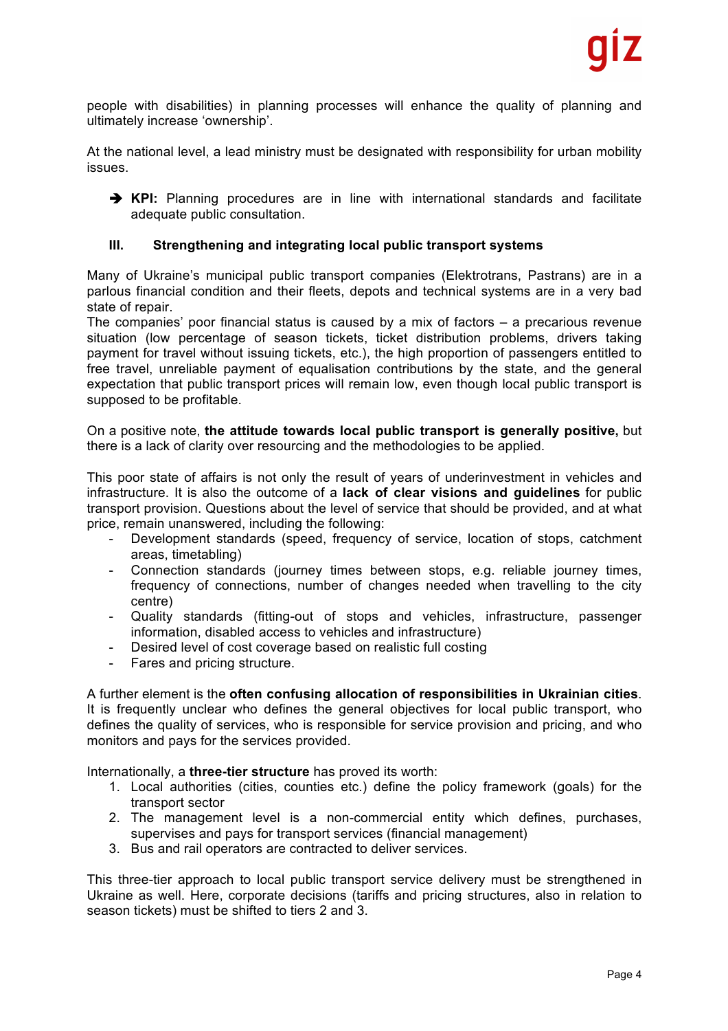people with disabilities) in planning processes will enhance the quality of planning and ultimately increase 'ownership'.

At the national level, a lead ministry must be designated with responsibility for urban mobility issues.

➔ **KPI:** Planning procedures are in line with international standards and facilitate adequate public consultation.

### III. Strengthening and integrating local public transport systems

Many of Ukraine's municipal public transport companies (Elektrotrans, Pastrans) are in a parlous financial condition and their fleets, depots and technical systems are in a very bad state of repair.
The companies' poor financial status is caused by a mix of factors – a precarious revenue situation (low percentage of season tickets, ticket distribution problems, drivers taking payment for travel without issuing tickets, etc.), the high proportion of passengers entitled to free travel, unreliable payment of equalisation contributions by the state, and the general expectation that public transport prices will remain low, even though local public transport is supposed to be profitable.

On a positive note, **the attitude towards local public transport is generally positive,** but there is a lack of clarity over resourcing and the methodologies to be applied.

This poor state of affairs is not only the result of years of underinvestment in vehicles and infrastructure. It is also the outcome of a **lack of clear visions and guidelines** for public transport provision. Questions about the level of service that should be provided, and at what price, remain unanswered, including the following:

- Development standards (speed, frequency of service, location of stops, catchment areas, timetabling)
- Connection standards (journey times between stops, e.g. reliable journey times, frequency of connections, number of changes needed when travelling to the city centre)
- Quality standards (fitting-out of stops and vehicles, infrastructure, passenger information, disabled access to vehicles and infrastructure)
- Desired level of cost coverage based on realistic full costing
- Fares and pricing structure.

A further element is the **often confusing allocation of responsibilities in Ukrainian cities**. It is frequently unclear who defines the general objectives for local public transport, who defines the quality of services, who is responsible for service provision and pricing, and who monitors and pays for the services provided.

Internationally, a **three-tier structure** has proved its worth:

1. Local authorities (cities, counties etc.) define the policy framework (goals) for the transport sector
2. The management level is a non-commercial entity which defines, purchases, supervises and pays for transport services (financial management)
3. Bus and rail operators are contracted to deliver services.

This three-tier approach to local public transport service delivery must be strengthened in Ukraine as well. Here, corporate decisions (tariffs and pricing structures, also in relation to season tickets) must be shifted to tiers 2 and 3.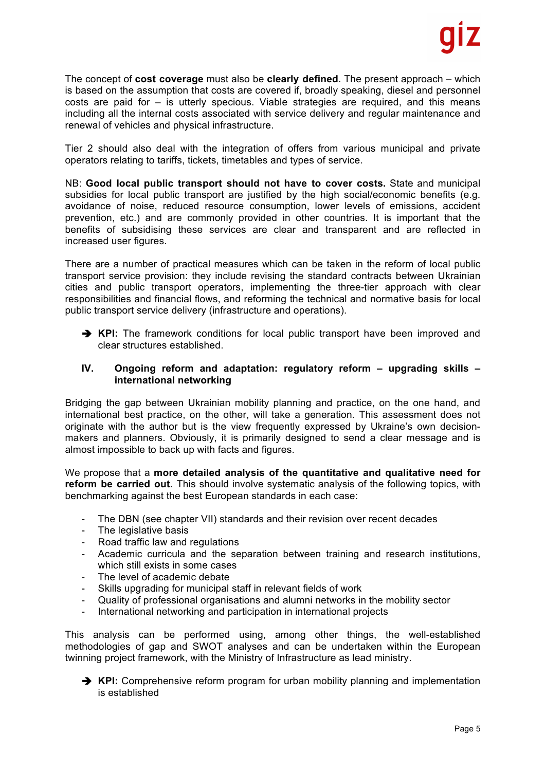The concept of **cost coverage** must also be **clearly defined**. The present approach – which is based on the assumption that costs are covered if, broadly speaking, diesel and personnel costs are paid for – is utterly specious. Viable strategies are required, and this means including all the internal costs associated with service delivery and regular maintenance and renewal of vehicles and physical infrastructure.

Tier 2 should also deal with the integration of offers from various municipal and private operators relating to tariffs, tickets, timetables and types of service.

NB: **Good local public transport should not have to cover costs.** State and municipal subsidies for local public transport are justified by the high social/economic benefits (e.g. avoidance of noise, reduced resource consumption, lower levels of emissions, accident prevention, etc.) and are commonly provided in other countries. It is important that the benefits of subsidising these services are clear and transparent and are reflected in increased user figures.

There are a number of practical measures which can be taken in the reform of local public transport service provision: they include revising the standard contracts between Ukrainian cities and public transport operators, implementing the three-tier approach with clear responsibilities and financial flows, and reforming the technical and normative basis for local public transport service delivery (infrastructure and operations).

➔ **KPI:** The framework conditions for local public transport have been improved and clear structures established.

## IV. Ongoing reform and adaptation: regulatory reform – upgrading skills – international networking

Bridging the gap between Ukrainian mobility planning and practice, on the one hand, and international best practice, on the other, will take a generation. This assessment does not originate with the author but is the view frequently expressed by Ukraine's own decision-makers and planners. Obviously, it is primarily designed to send a clear message and is almost impossible to back up with facts and figures.

We propose that a **more detailed analysis of the quantitative and qualitative need for reform be carried out**. This should involve systematic analysis of the following topics, with benchmarking against the best European standards in each case:

- The DBN (see chapter VII) standards and their revision over recent decades
- The legislative basis
- Road traffic law and regulations
- Academic curricula and the separation between training and research institutions, which still exists in some cases
- The level of academic debate
- Skills upgrading for municipal staff in relevant fields of work
- Quality of professional organisations and alumni networks in the mobility sector
- International networking and participation in international projects

This analysis can be performed using, among other things, the well-established methodologies of gap and SWOT analyses and can be undertaken within the European twinning project framework, with the Ministry of Infrastructure as lead ministry.

➔ **KPI:** Comprehensive reform program for urban mobility planning and implementation is established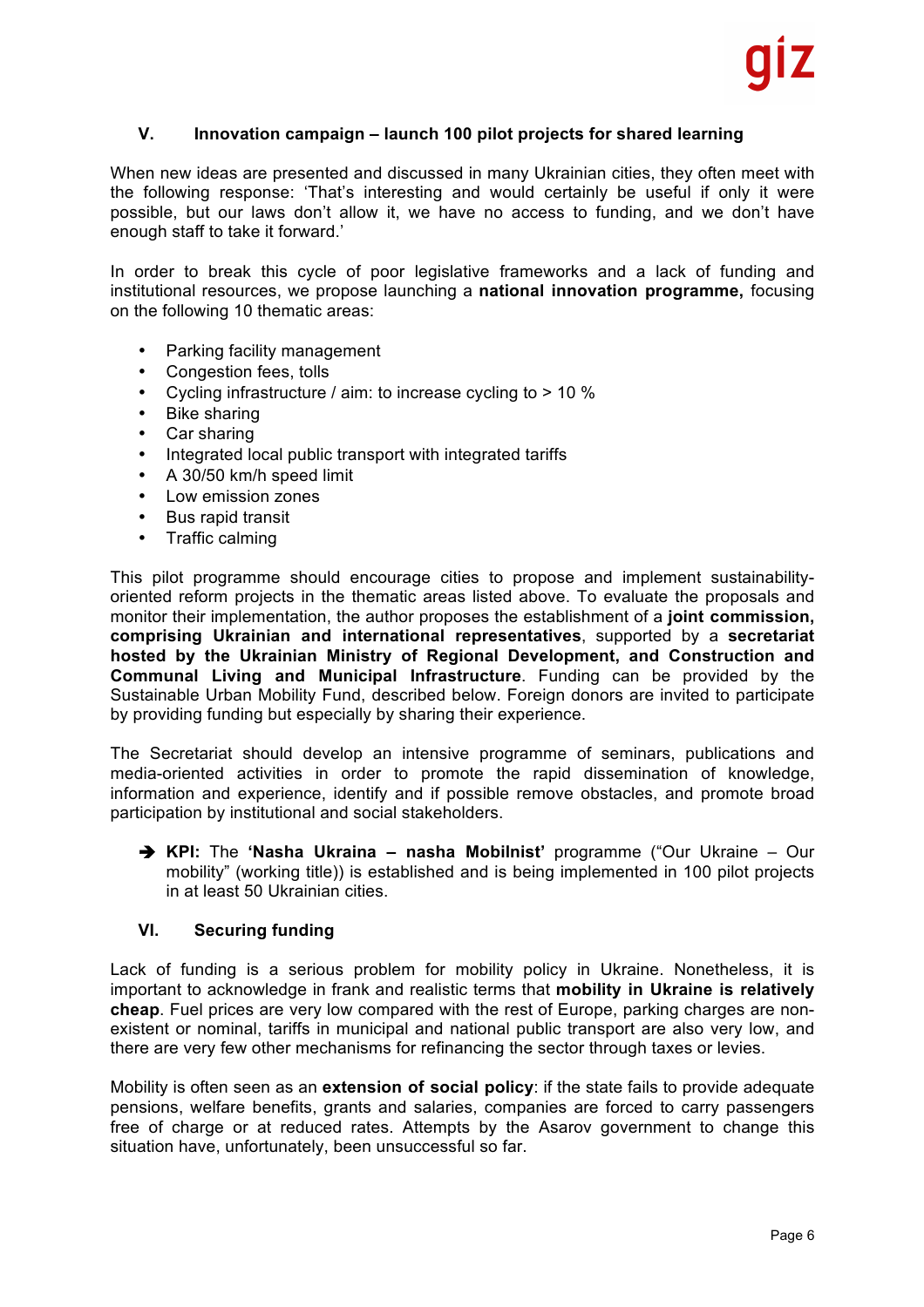## V. Innovation campaign – launch 100 pilot projects for shared learning

When new ideas are presented and discussed in many Ukrainian cities, they often meet with the following response: 'That's interesting and would certainly be useful if only it were possible, but our laws don't allow it, we have no access to funding, and we don't have enough staff to take it forward.'

In order to break this cycle of poor legislative frameworks and a lack of funding and institutional resources, we propose launching a **national innovation programme,** focusing on the following 10 thematic areas:

- Parking facility management
- Congestion fees, tolls
- Cycling infrastructure / aim: to increase cycling to > 10 %
- Bike sharing
- Car sharing
- Integrated local public transport with integrated tariffs
- A 30/50 km/h speed limit
- Low emission zones
- Bus rapid transit
- Traffic calming

This pilot programme should encourage cities to propose and implement sustainability-oriented reform projects in the thematic areas listed above. To evaluate the proposals and monitor their implementation, the author proposes the establishment of a **joint commission, comprising Ukrainian and international representatives**, supported by a **secretariat hosted by the Ukrainian Ministry of Regional Development, and Construction and Communal Living and Municipal Infrastructure**. Funding can be provided by the Sustainable Urban Mobility Fund, described below. Foreign donors are invited to participate by providing funding but especially by sharing their experience.

The Secretariat should develop an intensive programme of seminars, publications and media-oriented activities in order to promote the rapid dissemination of knowledge, information and experience, identify and if possible remove obstacles, and promote broad participation by institutional and social stakeholders.

➔ **KPI:** The **'Nasha Ukraina – nasha Mobilnist'** programme ("Our Ukraine – Our mobility" (working title)) is established and is being implemented in 100 pilot projects in at least 50 Ukrainian cities.

## VI. Securing funding

Lack of funding is a serious problem for mobility policy in Ukraine. Nonetheless, it is important to acknowledge in frank and realistic terms that **mobility in Ukraine is relatively cheap**. Fuel prices are very low compared with the rest of Europe, parking charges are non-existent or nominal, tariffs in municipal and national public transport are also very low, and there are very few other mechanisms for refinancing the sector through taxes or levies.

Mobility is often seen as an **extension of social policy**: if the state fails to provide adequate pensions, welfare benefits, grants and salaries, companies are forced to carry passengers free of charge or at reduced rates. Attempts by the Asarov government to change this situation have, unfortunately, been unsuccessful so far.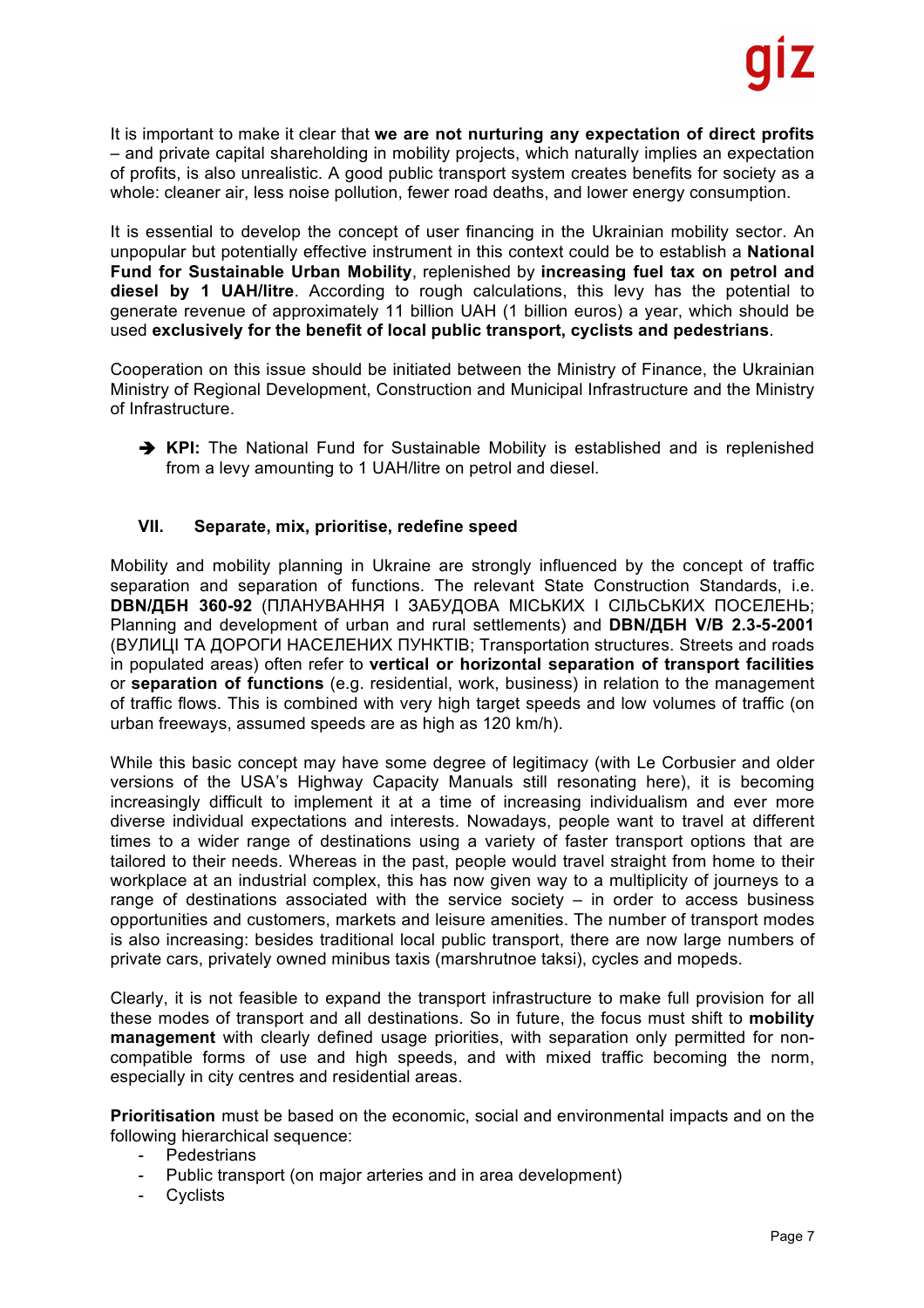It is important to make it clear that **we are not nurturing any expectation of direct profits** – and private capital shareholding in mobility projects, which naturally implies an expectation of profits, is also unrealistic. A good public transport system creates benefits for society as a whole: cleaner air, less noise pollution, fewer road deaths, and lower energy consumption.

It is essential to develop the concept of user financing in the Ukrainian mobility sector. An unpopular but potentially effective instrument in this context could be to establish a **National Fund for Sustainable Urban Mobility**, replenished by **increasing fuel tax on petrol and diesel by 1 UAH/litre**. According to rough calculations, this levy has the potential to generate revenue of approximately 11 billion UAH (1 billion euros) a year, which should be used **exclusively for the benefit of local public transport, cyclists and pedestrians**.

Cooperation on this issue should be initiated between the Ministry of Finance, the Ukrainian Ministry of Regional Development, Construction and Municipal Infrastructure and the Ministry of Infrastructure.

➔ **KPI:** The National Fund for Sustainable Mobility is established and is replenished from a levy amounting to 1 UAH/litre on petrol and diesel.

## VII. Separate, mix, prioritise, redefine speed

Mobility and mobility planning in Ukraine are strongly influenced by the concept of traffic separation and separation of functions. The relevant State Construction Standards, i.e. **DBN/ДБН 360-92** (ПЛАНУВАННЯ І ЗАБУДОВА МІСЬКИХ І СІЛЬСЬКИХ ПОСЕЛЕНЬ; Planning and development of urban and rural settlements) and **DBN/ДБН V/B 2.3-5-2001** (ВУЛИЦІ ТА ДОРОГИ НАСЕЛЕНИХ ПУНКТІВ; Transportation structures. Streets and roads in populated areas) often refer to **vertical or horizontal separation of transport facilities** or **separation of functions** (e.g. residential, work, business) in relation to the management of traffic flows. This is combined with very high target speeds and low volumes of traffic (on urban freeways, assumed speeds are as high as 120 km/h).

While this basic concept may have some degree of legitimacy (with Le Corbusier and older versions of the USA's Highway Capacity Manuals still resonating here), it is becoming increasingly difficult to implement it at a time of increasing individualism and ever more diverse individual expectations and interests. Nowadays, people want to travel at different times to a wider range of destinations using a variety of faster transport options that are tailored to their needs. Whereas in the past, people would travel straight from home to their workplace at an industrial complex, this has now given way to a multiplicity of journeys to a range of destinations associated with the service society – in order to access business opportunities and customers, markets and leisure amenities. The number of transport modes is also increasing: besides traditional local public transport, there are now large numbers of private cars, privately owned minibus taxis (marshrutnoe taksi), cycles and mopeds.

Clearly, it is not feasible to expand the transport infrastructure to make full provision for all these modes of transport and all destinations. So in future, the focus must shift to **mobility management** with clearly defined usage priorities, with separation only permitted for non-compatible forms of use and high speeds, and with mixed traffic becoming the norm, especially in city centres and residential areas.

**Prioritisation** must be based on the economic, social and environmental impacts and on the following hierarchical sequence:

- Pedestrians
- Public transport (on major arteries and in area development)
- Cyclists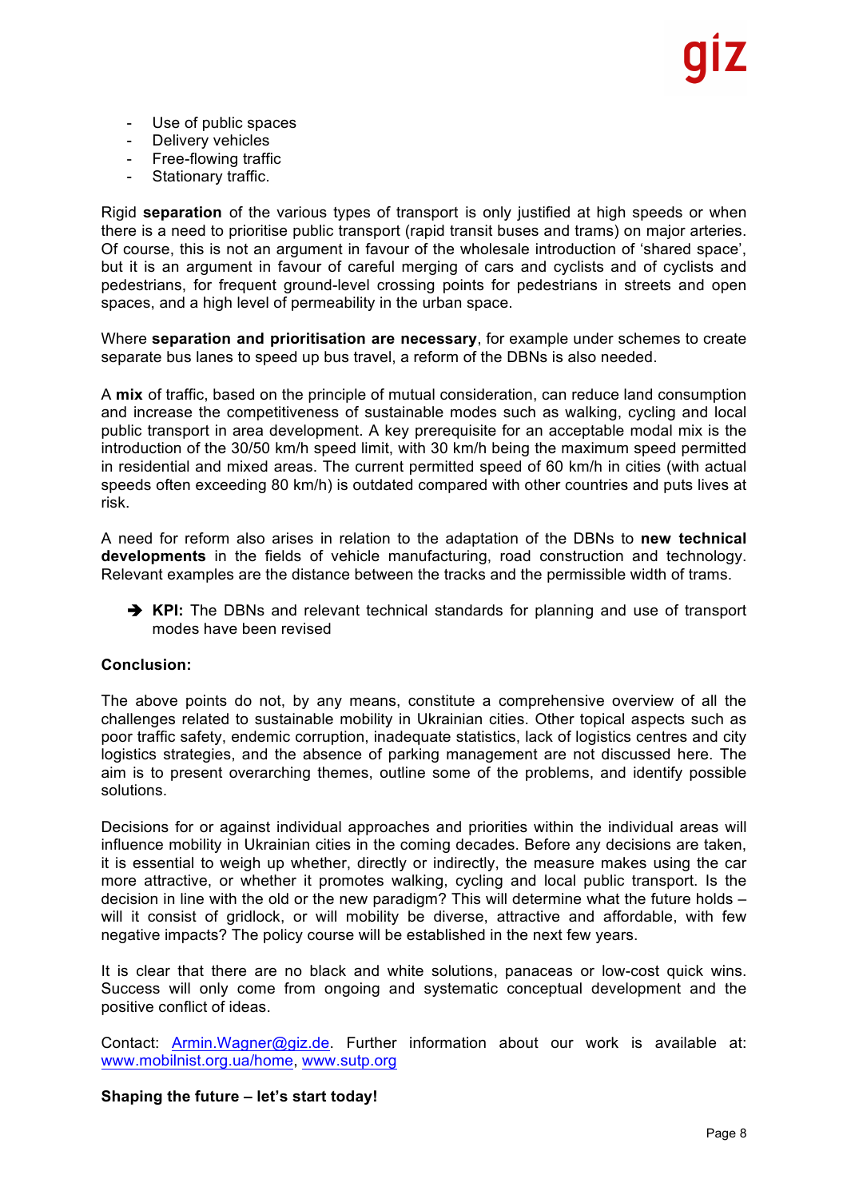- Use of public spaces
- Delivery vehicles
- Free-flowing traffic
- Stationary traffic.

Rigid **separation** of the various types of transport is only justified at high speeds or when there is a need to prioritise public transport (rapid transit buses and trams) on major arteries. Of course, this is not an argument in favour of the wholesale introduction of 'shared space', but it is an argument in favour of careful merging of cars and cyclists and of cyclists and pedestrians, for frequent ground-level crossing points for pedestrians in streets and open spaces, and a high level of permeability in the urban space.

Where **separation and prioritisation are necessary**, for example under schemes to create separate bus lanes to speed up bus travel, a reform of the DBNs is also needed.

A **mix** of traffic, based on the principle of mutual consideration, can reduce land consumption and increase the competitiveness of sustainable modes such as walking, cycling and local public transport in area development. A key prerequisite for an acceptable modal mix is the introduction of the 30/50 km/h speed limit, with 30 km/h being the maximum speed permitted in residential and mixed areas. The current permitted speed of 60 km/h in cities (with actual speeds often exceeding 80 km/h) is outdated compared with other countries and puts lives at risk.

A need for reform also arises in relation to the adaptation of the DBNs to **new technical developments** in the fields of vehicle manufacturing, road construction and technology. Relevant examples are the distance between the tracks and the permissible width of trams.

➔ **KPI:** The DBNs and relevant technical standards for planning and use of transport modes have been revised

**Conclusion:**

The above points do not, by any means, constitute a comprehensive overview of all the challenges related to sustainable mobility in Ukrainian cities. Other topical aspects such as poor traffic safety, endemic corruption, inadequate statistics, lack of logistics centres and city logistics strategies, and the absence of parking management are not discussed here. The aim is to present overarching themes, outline some of the problems, and identify possible solutions.

Decisions for or against individual approaches and priorities within the individual areas will influence mobility in Ukrainian cities in the coming decades. Before any decisions are taken, it is essential to weigh up whether, directly or indirectly, the measure makes using the car more attractive, or whether it promotes walking, cycling and local public transport. Is the decision in line with the old or the new paradigm? This will determine what the future holds – will it consist of gridlock, or will mobility be diverse, attractive and affordable, with few negative impacts? The policy course will be established in the next few years.

It is clear that there are no black and white solutions, panaceas or low-cost quick wins. Success will only come from ongoing and systematic conceptual development and the positive conflict of ideas.

Contact: [Armin.Wagner@giz.de](mailto:Armin.Wagner@giz.de). Further information about our work is available at: [www.mobilnist.org.ua/home](http://www.mobilnist.org.ua/home), [www.sutp.org](http://www.sutp.org)

**Shaping the future – let's start today!**